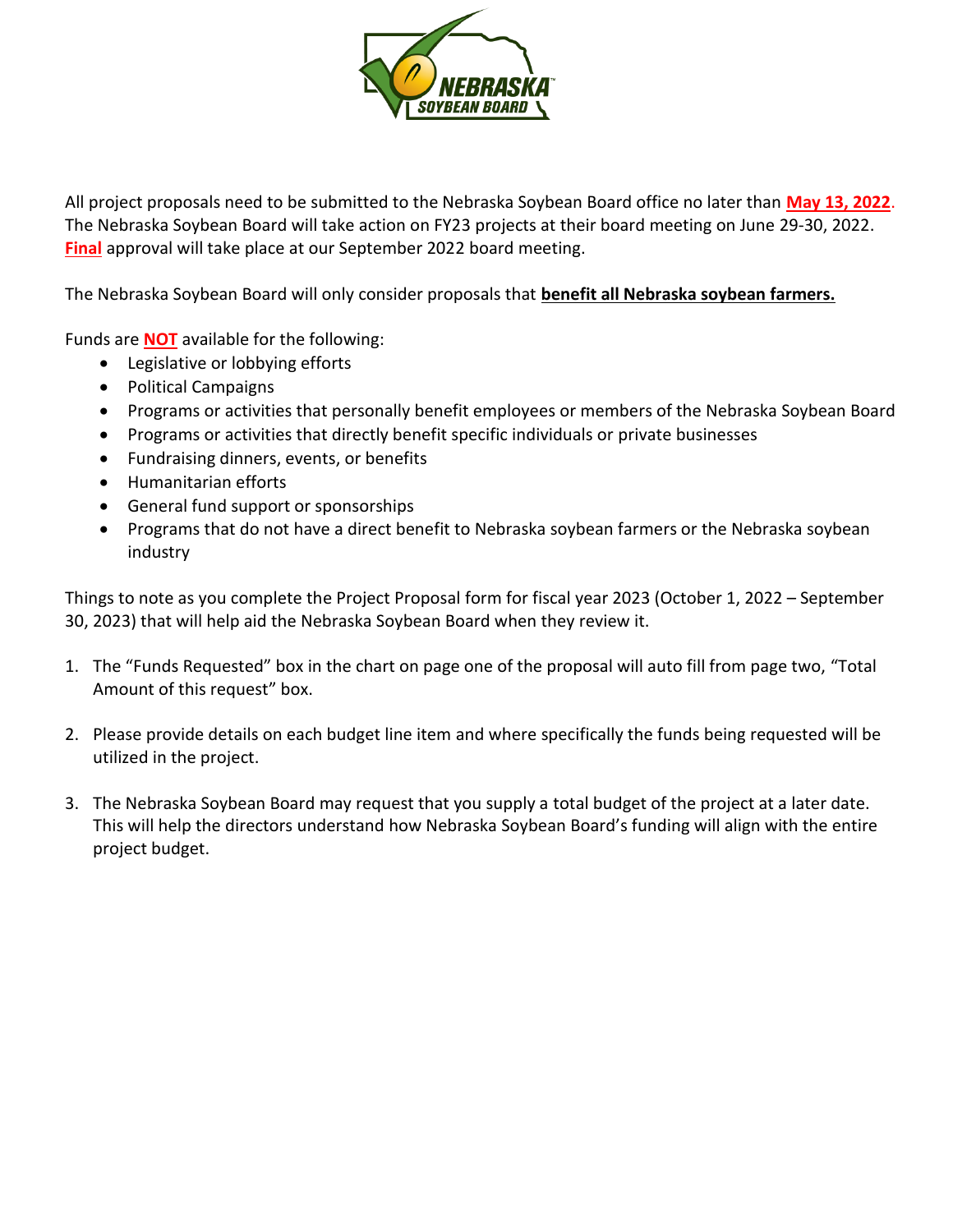All project proposals need to be submitted to the Nebraska Soybean Board office no later than **May 13, 2022**. The Nebraska Soybean Board will take action on FY23 projects at their board meeting on June 29-30, 2022. **Final** approval will take place at our September 2022 board meeting.

The Nebraska Soybean Board will only consider proposals that **benefit all Nebraska soybean farmers.**

Funds are **NOT** available for the following:

- Legislative or lobbying efforts
- Political Campaigns
- Programs or activities that personally benefit employees or members of the Nebraska Soybean Board
- Programs or activities that directly benefit specific individuals or private businesses
- Fundraising dinners, events, or benefits
- Humanitarian efforts
- General fund support or sponsorships
- Programs that do not have a direct benefit to Nebraska soybean farmers or the Nebraska soybean industry

Things to note as you complete the Project Proposal form for fiscal year 2023 (October 1, 2022 – September 30, 2023) that will help aid the Nebraska Soybean Board when they review it.

1. The "Funds Requested" box in the chart on page one of the proposal will auto fill from page two, "Total Amount of this request" box.

2. Please provide details on each budget line item and where specifically the funds being requested will be utilized in the project.

3. The Nebraska Soybean Board may request that you supply a total budget of the project at a later date. This will help the directors understand how Nebraska Soybean Board's funding will align with the entire project budget.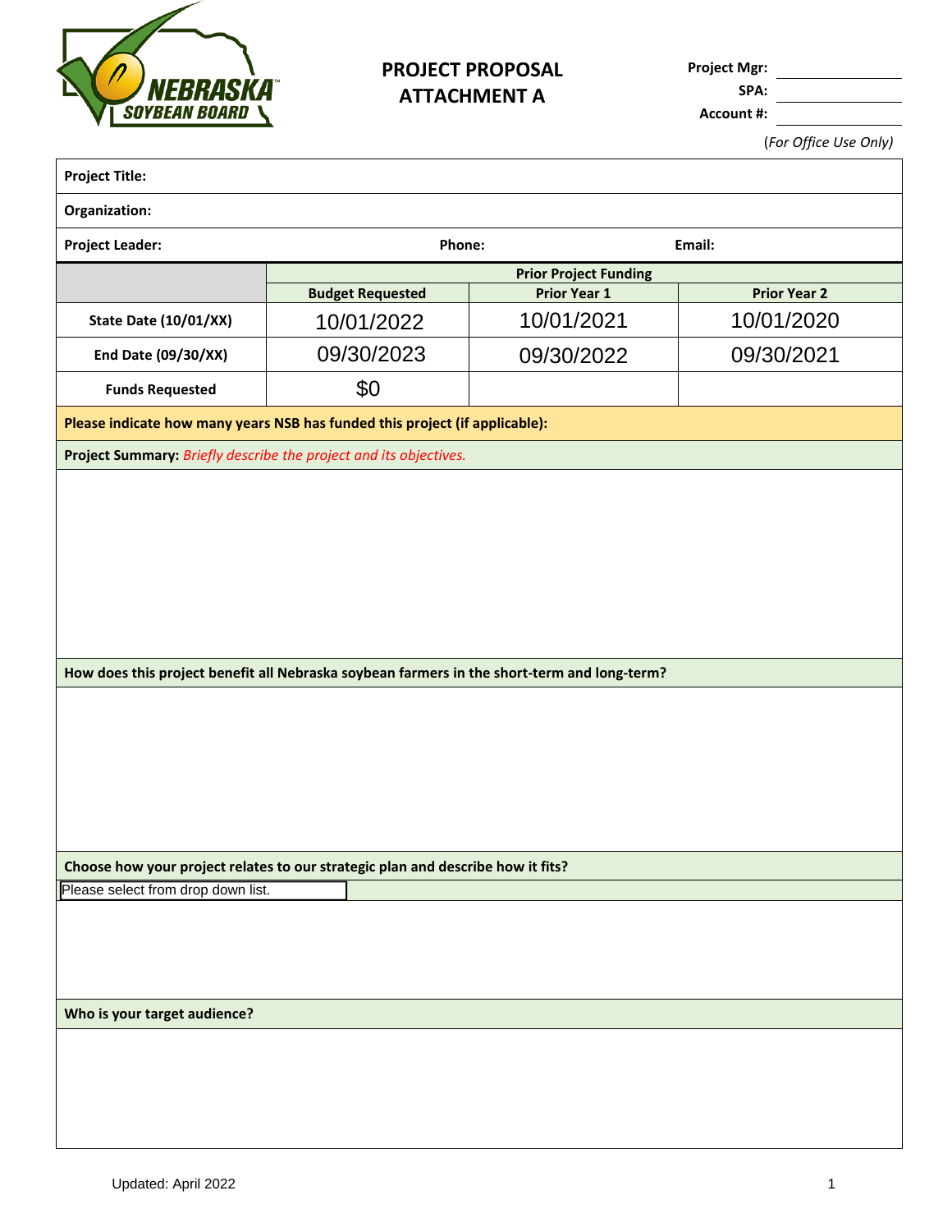**PROJECT PROPOSAL**
**ATTACHMENT A**

**Project Mgr:** \_\_\_\_\_\_\_\_\_\_\_\_
**SPA:** \_\_\_\_\_\_\_\_\_\_\_\_
**Account #:** \_\_\_\_\_\_\_\_\_\_\_\_

(*For Office Use Only)*

**Project Title:**

**Organization:**

**Project Leader:** **Phone:** **Email:**

| | Budget Requested | Prior Project Funding | |
|---|---|---|---|
| | | Prior Year 1 | Prior Year 2 |
| **State Date (10/01/XX)** | 10/01/2022 | 10/01/2021 | 10/01/2020 |
| **End Date (09/30/XX)** | 09/30/2023 | 09/30/2022 | 09/30/2021 |
| **Funds Requested** | $0 | | |

**Please indicate how many years NSB has funded this project (if applicable):**

**Project Summary:** *Briefly describe the project and its objectives.*

**How does this project benefit all Nebraska soybean farmers in the short-term and long-term?**

**Choose how your project relates to our strategic plan and describe how it fits?**

Please select from drop down list.

**Who is your target audience?**

Updated: April 2022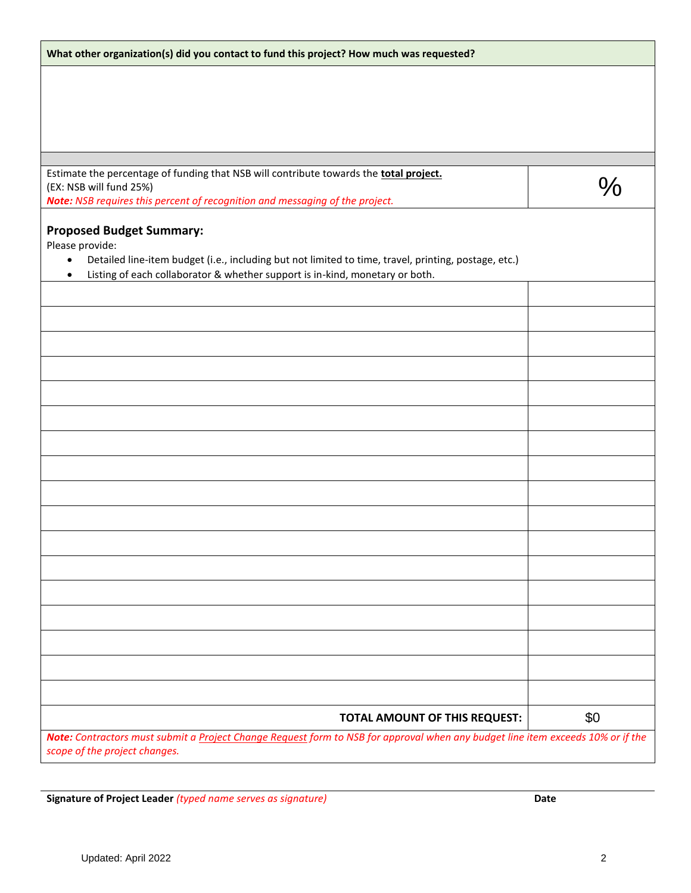| **What other organization(s) did you contact to fund this project? How much was requested?** |
| --- |
| |

| | |
| --- | --- |
| Estimate the percentage of funding that NSB will contribute towards the **total project.**<br>(EX: NSB will fund 25%)<br>***Note:*** *NSB requires this percent of recognition and messaging of the project.* | % |

### Proposed Budget Summary:

Please provide:

- Detailed line-item budget (i.e., including but not limited to time, travel, printing, postage, etc.)
- Listing of each collaborator & whether support is in-kind, monetary or both.

| | |
| --- | --- |
| | |
| | |
| | |
| | |
| | |
| | |
| | |
| | |
| | |
| | |
| | |
| | |
| | |
| | |
| | |
| | |
| | |
| **TOTAL AMOUNT OF THIS REQUEST:** | $0 |

***Note:*** *Contractors must submit a Project Change Request form to NSB for approval when any budget line item exceeds 10% or if the scope of the project changes.*

**Signature of Project Leader** *(typed name serves as signature)* **Date**

Updated: April 2022